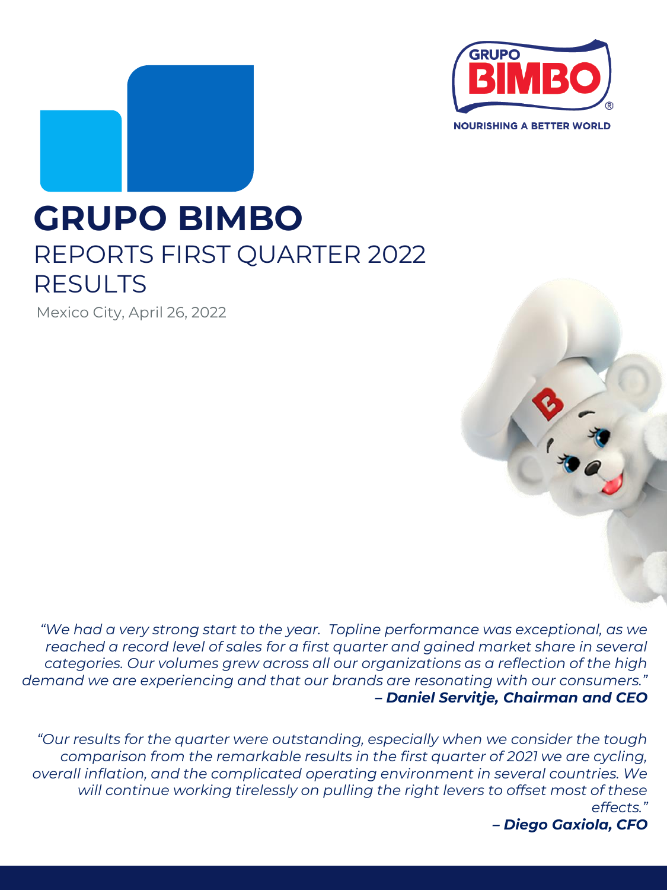# GRUPO BIMBO

## REPORTS FIRST QUARTER 2022 RESULTS

Mexico City, April 26, 2022

*"We had a very strong start to the year. Topline performance was exceptional, as we reached a record level of sales for a first quarter and gained market share in several categories. Our volumes grew across all our organizations as a reflection of the high demand we are experiencing and that our brands are resonating with our consumers."*
***– Daniel Servitje, Chairman and CEO***

*"Our results for the quarter were outstanding, especially when we consider the tough comparison from the remarkable results in the first quarter of 2021 we are cycling, overall inflation, and the complicated operating environment in several countries. We will continue working tirelessly on pulling the right levers to offset most of these effects."*
***– Diego Gaxiola, CFO***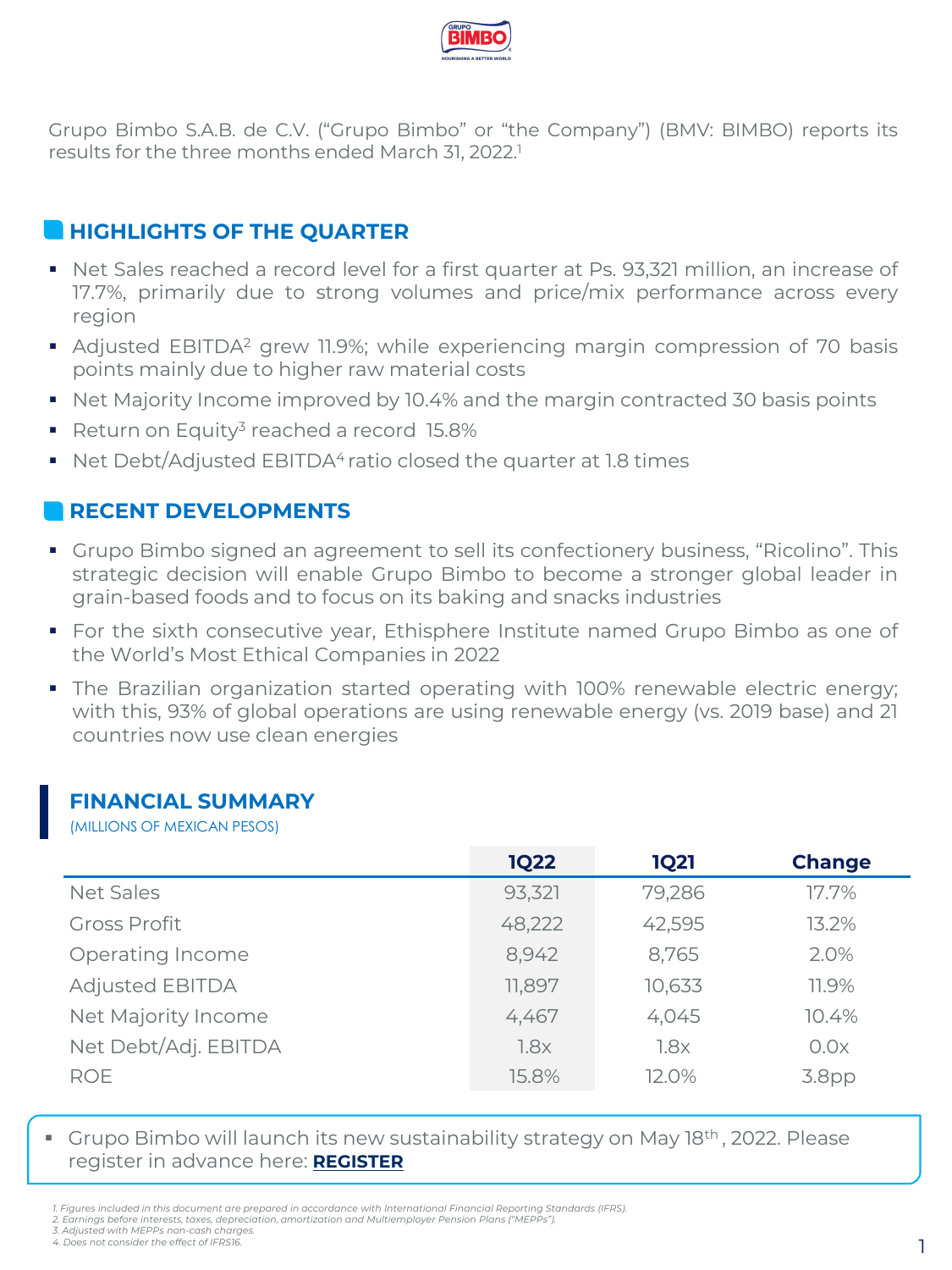Grupo Bimbo S.A.B. de C.V. ("Grupo Bimbo" or "the Company") (BMV: BIMBO) reports its results for the three months ended March 31, 2022.[1]

## HIGHLIGHTS OF THE QUARTER

- Net Sales reached a record level for a first quarter at Ps. 93,321 million, an increase of 17.7%, primarily due to strong volumes and price/mix performance across every region
- Adjusted EBITDA[2] grew 11.9%; while experiencing margin compression of 70 basis points mainly due to higher raw material costs
- Net Majority Income improved by 10.4% and the margin contracted 30 basis points
- Return on Equity[3] reached a record 15.8%
- Net Debt/Adjusted EBITDA[4] ratio closed the quarter at 1.8 times

## RECENT DEVELOPMENTS

- Grupo Bimbo signed an agreement to sell its confectionery business, "Ricolino". This strategic decision will enable Grupo Bimbo to become a stronger global leader in grain-based foods and to focus on its baking and snacks industries
- For the sixth consecutive year, Ethisphere Institute named Grupo Bimbo as one of the World's Most Ethical Companies in 2022
- The Brazilian organization started operating with 100% renewable electric energy; with this, 93% of global operations are using renewable energy (vs. 2019 base) and 21 countries now use clean energies

## FINANCIAL SUMMARY

(MILLIONS OF MEXICAN PESOS)

| | 1Q22 | 1Q21 | Change |
|---|---|---|---|
| Net Sales | 93,321 | 79,286 | 17.7% |
| Gross Profit | 48,222 | 42,595 | 13.2% |
| Operating Income | 8,942 | 8,765 | 2.0% |
| Adjusted EBITDA | 11,897 | 10,633 | 11.9% |
| Net Majority Income | 4,467 | 4,045 | 10.4% |
| Net Debt/Adj. EBITDA | 1.8x | 1.8x | 0.0x |
| ROE | 15.8% | 12.0% | 3.8pp |

- Grupo Bimbo will launch its new sustainability strategy on May 18th, 2022. Please register in advance here: **REGISTER**

*1. Figures included in this document are prepared in accordance with International Financial Reporting Standards (IFRS).*
*2. Earnings before interests, taxes, depreciation, amortization and Multiemployer Pension Plans ("MEPPs").*
*3. Adjusted with MEPPs non-cash charges.*
*4. Does not consider the effect of IFRS16.*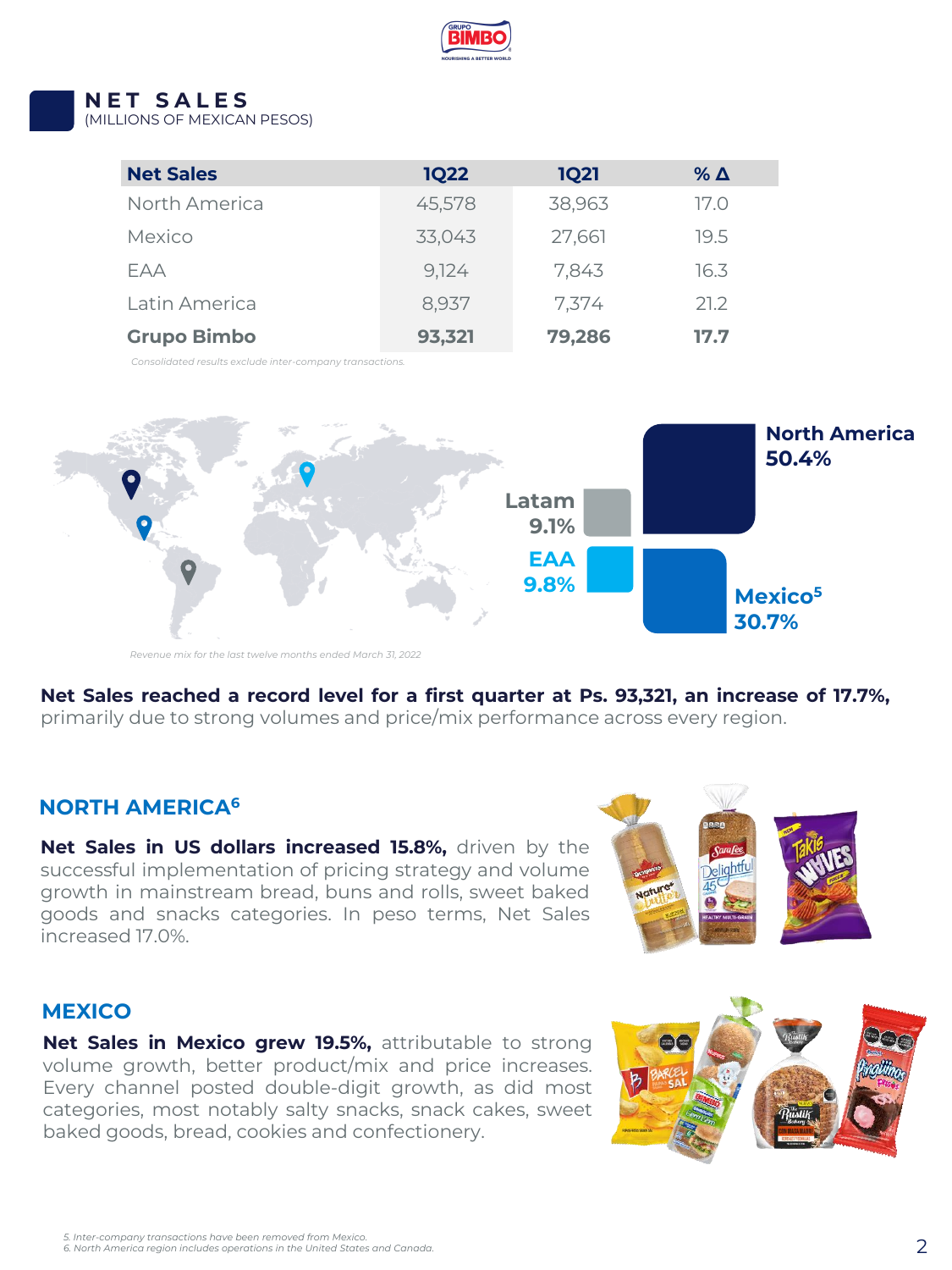## NET SALES
(MILLIONS OF MEXICAN PESOS)

| Net Sales | 1Q22 | 1Q21 | % Δ |
|---|---|---|---|
| North America | 45,578 | 38,963 | 17.0 |
| Mexico | 33,043 | 27,661 | 19.5 |
| EAA | 9,124 | 7,843 | 16.3 |
| Latin America | 8,937 | 7,374 | 21.2 |
| **Grupo Bimbo** | **93,321** | **79,286** | **17.7** |

*Consolidated results exclude inter-company transactions.*

North America 50.4%
Latam 9.1%
EAA 9.8%
Mexico[5] 30.7%

*Revenue mix for the last twelve months ended March 31, 2022*

**Net Sales reached a record level for a first quarter at Ps. 93,321, an increase of 17.7%,** primarily due to strong volumes and price/mix performance across every region.

### NORTH AMERICA[6]

**Net Sales in US dollars increased 15.8%,** driven by the successful implementation of pricing strategy and volume growth in mainstream bread, buns and rolls, sweet baked goods and snacks categories. In peso terms, Net Sales increased 17.0%.

### MEXICO

**Net Sales in Mexico grew 19.5%,** attributable to strong volume growth, better product/mix and price increases. Every channel posted double-digit growth, as did most categories, most notably salty snacks, snack cakes, sweet baked goods, bread, cookies and confectionery.

*5. Inter-company transactions have been removed from Mexico.*
*6. North America region includes operations in the United States and Canada.*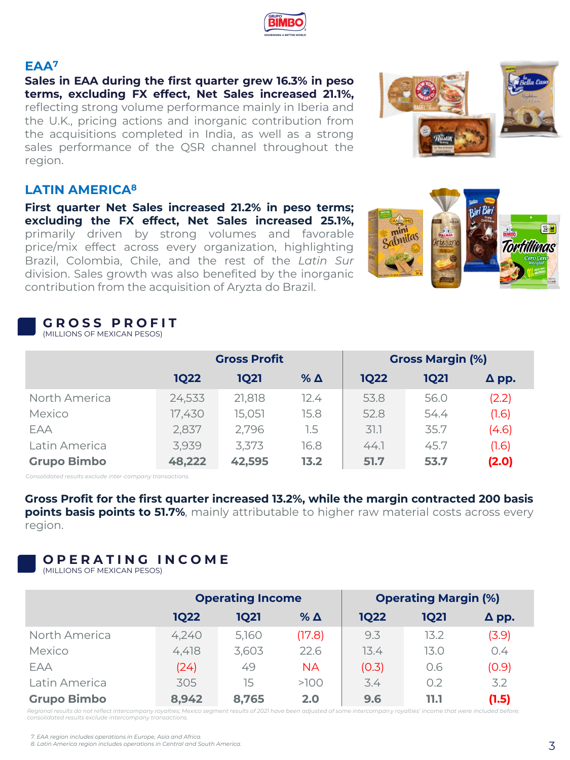## EAA[7]

**Sales in EAA during the first quarter grew 16.3% in peso terms, excluding FX effect, Net Sales increased 21.1%,** reflecting strong volume performance mainly in Iberia and the U.K., pricing actions and inorganic contribution from the acquisitions completed in India, as well as a strong sales performance of the QSR channel throughout the region.

## LATIN AMERICA[8]

**First quarter Net Sales increased 21.2% in peso terms; excluding the FX effect, Net Sales increased 25.1%,** primarily driven by strong volumes and favorable price/mix effect across every organization, highlighting Brazil, Colombia, Chile, and the rest of the *Latin Sur* division. Sales growth was also benefited by the inorganic contribution from the acquisition of Aryzta do Brazil.

## GROSS PROFIT

(MILLIONS OF MEXICAN PESOS)

| | Gross Profit | | | Gross Margin (%) | | |
|---|---|---|---|---|---|---|
| | **1Q22** | **1Q21** | **% Δ** | **1Q22** | **1Q21** | **Δ pp.** |
| North America | 24,533 | 21,818 | 12.4 | 53.8 | 56.0 | (2.2) |
| Mexico | 17,430 | 15,051 | 15.8 | 52.8 | 54.4 | (1.6) |
| EAA | 2,837 | 2,796 | 1.5 | 31.1 | 35.7 | (4.6) |
| Latin America | 3,939 | 3,373 | 16.8 | 44.1 | 45.7 | (1.6) |
| **Grupo Bimbo** | **48,222** | **42,595** | **13.2** | **51.7** | **53.7** | **(2.0)** |

*Consolidated results exclude inter-company transactions.*

**Gross Profit for the first quarter increased 13.2%, while the margin contracted 200 basis points basis points to 51.7%**, mainly attributable to higher raw material costs across every region.

## OPERATING INCOME

(MILLIONS OF MEXICAN PESOS)

| | Operating Income | | | Operating Margin (%) | | |
|---|---|---|---|---|---|---|
| | **1Q22** | **1Q21** | **% Δ** | **1Q22** | **1Q21** | **Δ pp.** |
| North America | 4,240 | 5,160 | (17.8) | 9.3 | 13.2 | (3.9) |
| Mexico | 4,418 | 3,603 | 22.6 | 13.4 | 13.0 | 0.4 |
| EAA | (24) | 49 | NA | (0.3) | 0.6 | (0.9) |
| Latin America | 305 | 15 | >100 | 3.4 | 0.2 | 3.2 |
| **Grupo Bimbo** | **8,942** | **8,765** | **2.0** | **9.6** | **11.1** | **(1.5)** |

*Regional results do not reflect intercompany royalties; Mexico segment results of 2021 have been adjusted of some intercompany royalties' income that were included before; consolidated results exclude intercompany transactions.*

7. EAA region includes operations in Europe, Asia and Africa.
8. Latin America region includes operations in Central and South America.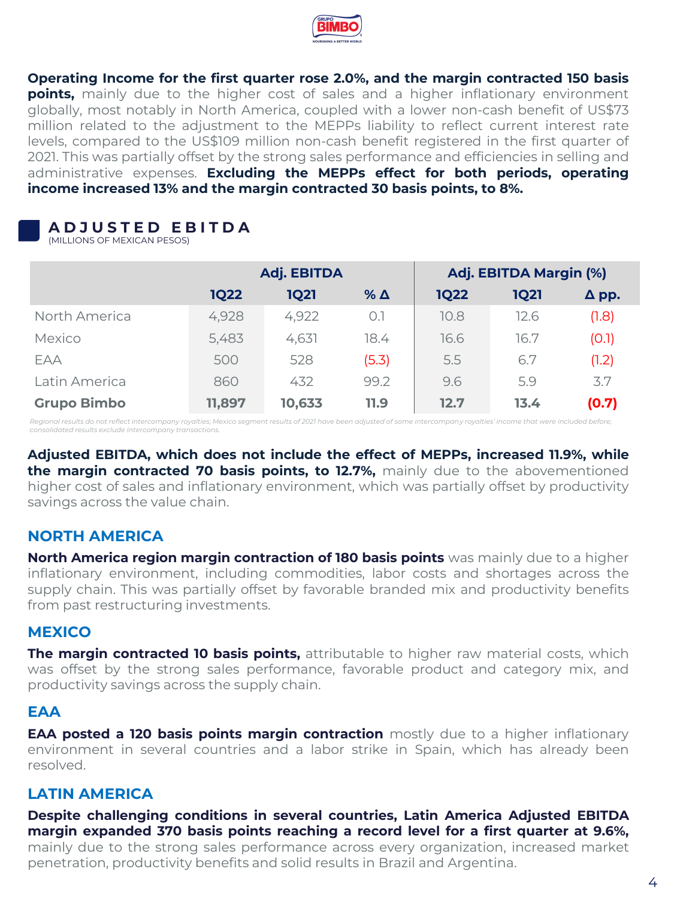**Operating Income for the first quarter rose 2.0%, and the margin contracted 150 basis points,** mainly due to the higher cost of sales and a higher inflationary environment globally, most notably in North America, coupled with a lower non-cash benefit of US$73 million related to the adjustment to the MEPPs liability to reflect current interest rate levels, compared to the US$109 million non-cash benefit registered in the first quarter of 2021. This was partially offset by the strong sales performance and efficiencies in selling and administrative expenses. **Excluding the MEPPs effect for both periods, operating income increased 13% and the margin contracted 30 basis points, to 8%.**

## ADJUSTED EBITDA

(MILLIONS OF MEXICAN PESOS)

| | Adj. EBITDA | | | Adj. EBITDA Margin (%) | | |
|---|---|---|---|---|---|---|
| | 1Q22 | 1Q21 | % Δ | 1Q22 | 1Q21 | Δ pp. |
| North America | 4,928 | 4,922 | 0.1 | 10.8 | 12.6 | (1.8) |
| Mexico | 5,483 | 4,631 | 18.4 | 16.6 | 16.7 | (0.1) |
| EAA | 500 | 528 | (5.3) | 5.5 | 6.7 | (1.2) |
| Latin America | 860 | 432 | 99.2 | 9.6 | 5.9 | 3.7 |
| **Grupo Bimbo** | **11,897** | **10,633** | **11.9** | **12.7** | **13.4** | **(0.7)** |

*Regional results do not reflect intercompany royalties; Mexico segment results of 2021 have been adjusted of some intercompany royalties' income that were included before; consolidated results exclude intercompany transactions.*

**Adjusted EBITDA, which does not include the effect of MEPPs, increased 11.9%, while the margin contracted 70 basis points, to 12.7%,** mainly due to the abovementioned higher cost of sales and inflationary environment, which was partially offset by productivity savings across the value chain.

### NORTH AMERICA

**North America region margin contraction of 180 basis points** was mainly due to a higher inflationary environment, including commodities, labor costs and shortages across the supply chain. This was partially offset by favorable branded mix and productivity benefits from past restructuring investments.

### MEXICO

**The margin contracted 10 basis points,** attributable to higher raw material costs, which was offset by the strong sales performance, favorable product and category mix, and productivity savings across the supply chain.

### EAA

**EAA posted a 120 basis points margin contraction** mostly due to a higher inflationary environment in several countries and a labor strike in Spain, which has already been resolved.

### LATIN AMERICA

**Despite challenging conditions in several countries, Latin America Adjusted EBITDA margin expanded 370 basis points reaching a record level for a first quarter at 9.6%,** mainly due to the strong sales performance across every organization, increased market penetration, productivity benefits and solid results in Brazil and Argentina.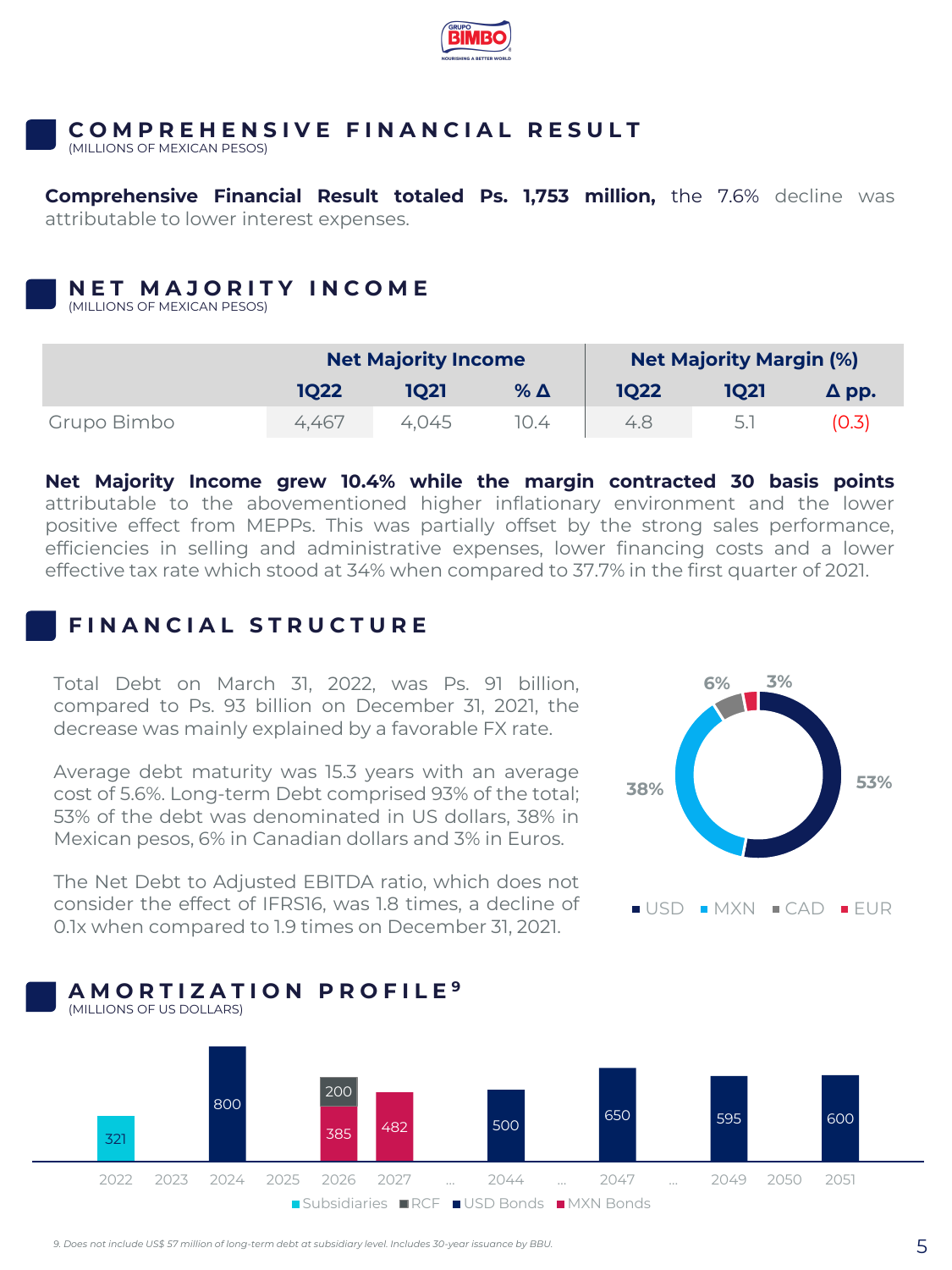## COMPREHENSIVE FINANCIAL RESULT
(MILLIONS OF MEXICAN PESOS)

**Comprehensive Financial Result totaled Ps. 1,753 million,** the 7.6% decline was attributable to lower interest expenses.

## NET MAJORITY INCOME
(MILLIONS OF MEXICAN PESOS)

| | Net Majority Income | | | Net Majority Margin (%) | | |
|---|---|---|---|---|---|---|
| | 1Q22 | 1Q21 | % Δ | 1Q22 | 1Q21 | Δ pp. |
| Grupo Bimbo | 4,467 | 4,045 | 10.4 | 4.8 | 5.1 | (0.3) |

**Net Majority Income grew 10.4% while the margin contracted 30 basis points** attributable to the abovementioned higher inflationary environment and the lower positive effect from MEPPs. This was partially offset by the strong sales performance, efficiencies in selling and administrative expenses, lower financing costs and a lower effective tax rate which stood at 34% when compared to 37.7% in the first quarter of 2021.

## FINANCIAL STRUCTURE

Total Debt on March 31, 2022, was Ps. 91 billion, compared to Ps. 93 billion on December 31, 2021, the decrease was mainly explained by a favorable FX rate.

Average debt maturity was 15.3 years with an average cost of 5.6%. Long-term Debt comprised 93% of the total; 53% of the debt was denominated in US dollars, 38% in Mexican pesos, 6% in Canadian dollars and 3% in Euros.

The Net Debt to Adjusted EBITDA ratio, which does not consider the effect of IFRS16, was 1.8 times, a decline of 0.1x when compared to 1.9 times on December 31, 2021.

| Currency | % |
|---|---|
| USD | 53% |
| MXN | 38% |
| CAD | 6% |
| EUR | 3% |

## AMORTIZATION PROFILE[9]
(MILLIONS OF US DOLLARS)

| Year | Subsidiaries | RCF | USD Bonds | MXN Bonds |
|---|---|---|---|---|
| 2022 | 321 | | | |
| 2023 | | | | |
| 2024 | | | 800 | |
| 2025 | | | | |
| 2026 | | 200 | | 385 |
| 2027 | | | | 482 |
| ... | | | | |
| 2044 | | | 500 | |
| ... | | | | |
| 2047 | | | 650 | |
| ... | | | | |
| 2049 | | | 595 | |
| 2050 | | | | |
| 2051 | | | 600 | |

*9. Does not include US$ 57 million of long-term debt at subsidiary level. Includes 30-year issuance by BBU.*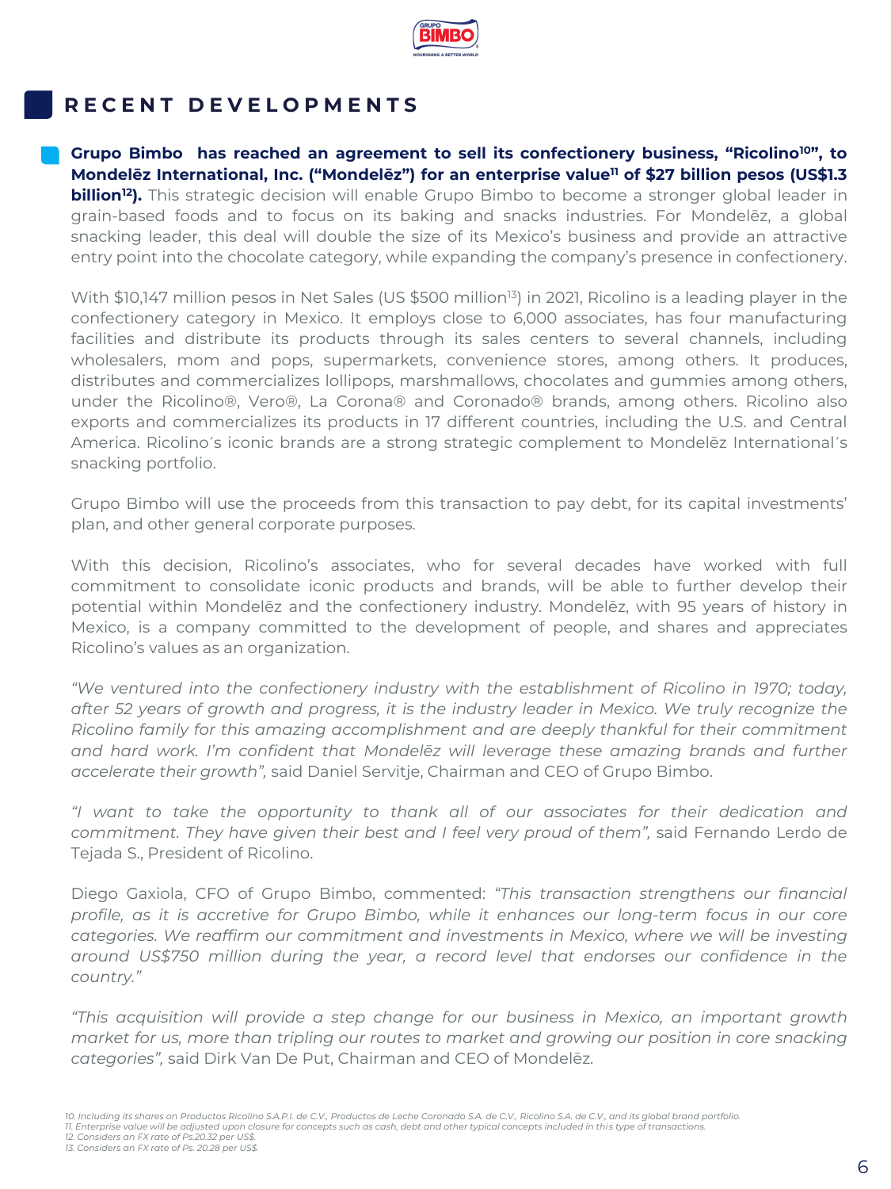## RECENT DEVELOPMENTS

**Grupo Bimbo has reached an agreement to sell its confectionery business, "Ricolino[10]", to Mondelēz International, Inc. ("Mondelēz") for an enterprise value[11] of $27 billion pesos (US$1.3 billion[12]).** This strategic decision will enable Grupo Bimbo to become a stronger global leader in grain-based foods and to focus on its baking and snacks industries. For Mondelēz, a global snacking leader, this deal will double the size of its Mexico's business and provide an attractive entry point into the chocolate category, while expanding the company's presence in confectionery.

With $10,147 million pesos in Net Sales (US $500 million[13]) in 2021, Ricolino is a leading player in the confectionery category in Mexico. It employs close to 6,000 associates, has four manufacturing facilities and distribute its products through its sales centers to several channels, including wholesalers, mom and pops, supermarkets, convenience stores, among others. It produces, distributes and commercializes lollipops, marshmallows, chocolates and gummies among others, under the Ricolino®, Vero®, La Corona® and Coronado® brands, among others. Ricolino also exports and commercializes its products in 17 different countries, including the U.S. and Central America. Ricolino´s iconic brands are a strong strategic complement to Mondelēz International´s snacking portfolio.

Grupo Bimbo will use the proceeds from this transaction to pay debt, for its capital investments' plan, and other general corporate purposes.

With this decision, Ricolino's associates, who for several decades have worked with full commitment to consolidate iconic products and brands, will be able to further develop their potential within Mondelēz and the confectionery industry. Mondelēz, with 95 years of history in Mexico, is a company committed to the development of people, and shares and appreciates Ricolino's values as an organization.

*"We ventured into the confectionery industry with the establishment of Ricolino in 1970; today, after 52 years of growth and progress, it is the industry leader in Mexico. We truly recognize the Ricolino family for this amazing accomplishment and are deeply thankful for their commitment and hard work. I'm confident that Mondelēz will leverage these amazing brands and further accelerate their growth",* said Daniel Servitje, Chairman and CEO of Grupo Bimbo.

*"I want to take the opportunity to thank all of our associates for their dedication and commitment. They have given their best and I feel very proud of them",* said Fernando Lerdo de Tejada S., President of Ricolino.

Diego Gaxiola, CFO of Grupo Bimbo, commented: *"This transaction strengthens our financial profile, as it is accretive for Grupo Bimbo, while it enhances our long-term focus in our core categories. We reaffirm our commitment and investments in Mexico, where we will be investing around US$750 million during the year, a record level that endorses our confidence in the country."*

*"This acquisition will provide a step change for our business in Mexico, an important growth market for us, more than tripling our routes to market and growing our position in core snacking categories",* said Dirk Van De Put, Chairman and CEO of Mondelēz.

*10. Including its shares on Productos Ricolino S.A.P.I. de C.V., Productos de Leche Coronado S.A. de C.V., Ricolino S.A. de C.V., and its global brand portfolio.*
*11. Enterprise value will be adjusted upon closure for concepts such as cash, debt and other typical concepts included in this type of transactions.*
*12. Considers an FX rate of Ps.20.32 per US$.*
*13. Considers an FX rate of Ps. 20.28 per US$.*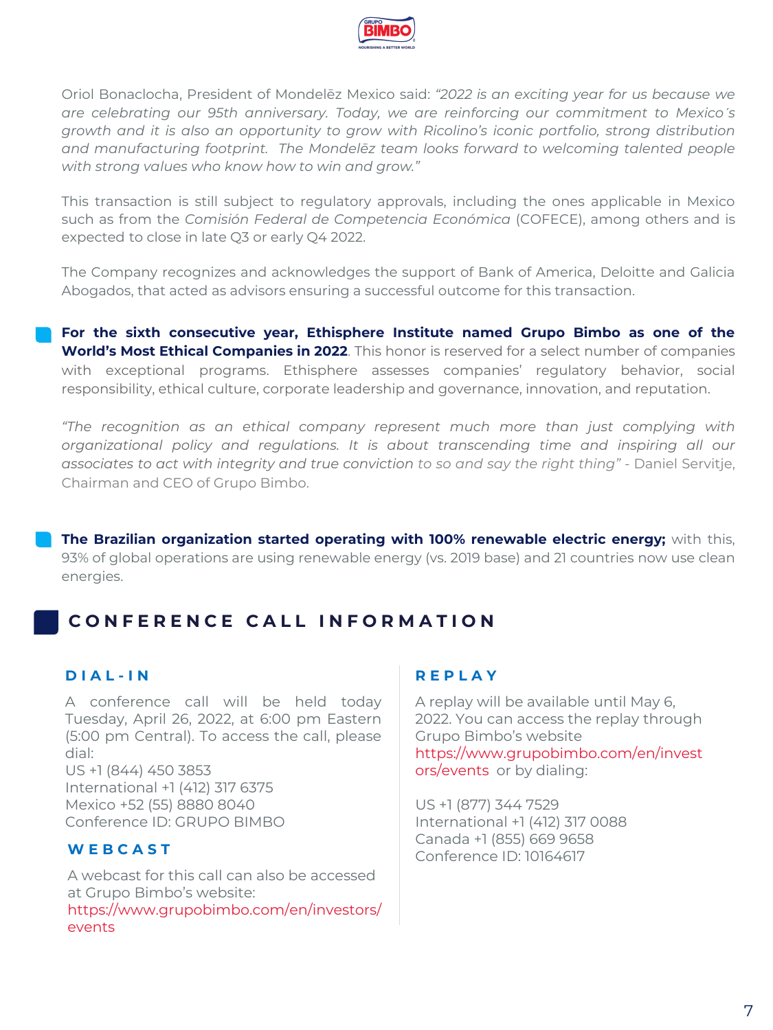Oriol Bonaclocha, President of Mondelēz Mexico said: *"2022 is an exciting year for us because we are celebrating our 95th anniversary. Today, we are reinforcing our commitment to Mexico´s growth and it is also an opportunity to grow with Ricolino's iconic portfolio, strong distribution and manufacturing footprint. The Mondelēz team looks forward to welcoming talented people with strong values who know how to win and grow."*

This transaction is still subject to regulatory approvals, including the ones applicable in Mexico such as from the *Comisión Federal de Competencia Económica* (COFECE), among others and is expected to close in late Q3 or early Q4 2022.

The Company recognizes and acknowledges the support of Bank of America, Deloitte and Galicia Abogados, that acted as advisors ensuring a successful outcome for this transaction.

- **For the sixth consecutive year, Ethisphere Institute named Grupo Bimbo as one of the World's Most Ethical Companies in 2022**. This honor is reserved for a select number of companies with exceptional programs. Ethisphere assesses companies' regulatory behavior, social responsibility, ethical culture, corporate leadership and governance, innovation, and reputation.

  *"The recognition as an ethical company represent much more than just complying with organizational policy and regulations. It is about transcending time and inspiring all our associates to act with integrity and true conviction to so and say the right thing"* - Daniel Servitje, Chairman and CEO of Grupo Bimbo.

- **The Brazilian organization started operating with 100% renewable electric energy;** with this, 93% of global operations are using renewable energy (vs. 2019 base) and 21 countries now use clean energies.

## CONFERENCE CALL INFORMATION

### DIAL-IN

A conference call will be held today Tuesday, April 26, 2022, at 6:00 pm Eastern (5:00 pm Central). To access the call, please dial:
US +1 (844) 450 3853
International +1 (412) 317 6375
Mexico +52 (55) 8880 8040
Conference ID: GRUPO BIMBO

### WEBCAST

A webcast for this call can also be accessed at Grupo Bimbo's website:
https://www.grupobimbo.com/en/investors/events

### REPLAY

A replay will be available until May 6, 2022. You can access the replay through Grupo Bimbo's website https://www.grupobimbo.com/en/investors/events or by dialing:

US +1 (877) 344 7529
International +1 (412) 317 0088
Canada +1 (855) 669 9658
Conference ID: 10164617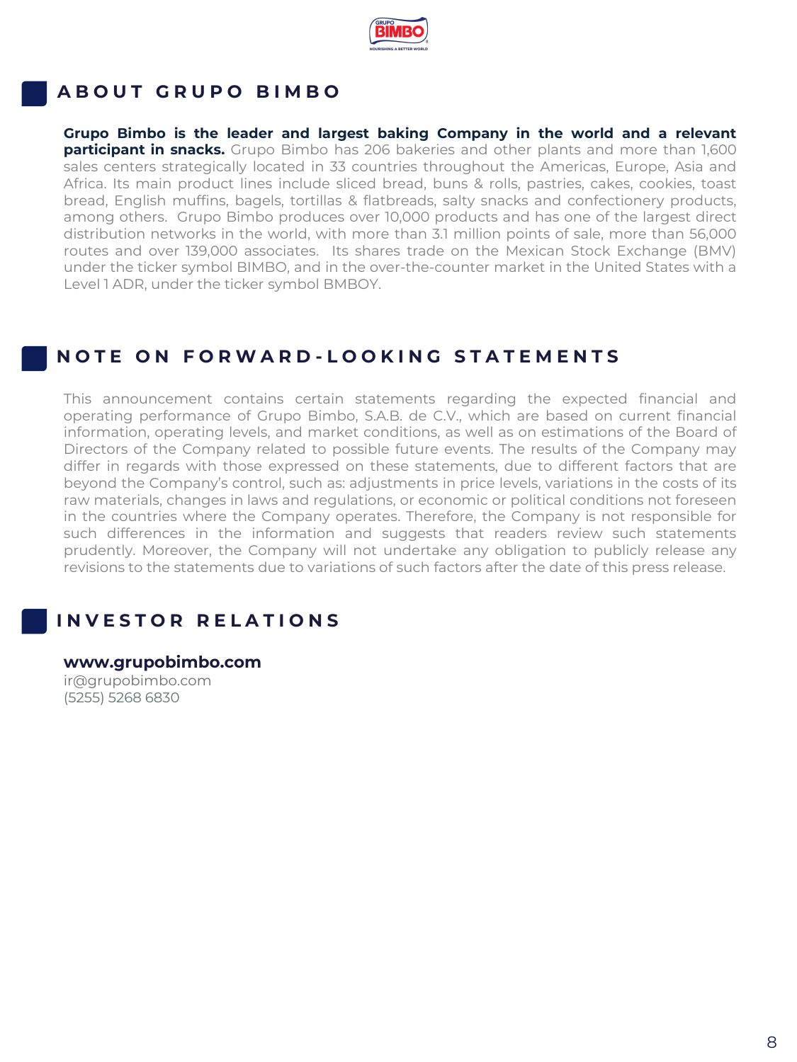## ABOUT GRUPO BIMBO

**Grupo Bimbo is the leader and largest baking Company in the world and a relevant participant in snacks.** Grupo Bimbo has 206 bakeries and other plants and more than 1,600 sales centers strategically located in 33 countries throughout the Americas, Europe, Asia and Africa. Its main product lines include sliced bread, buns & rolls, pastries, cakes, cookies, toast bread, English muffins, bagels, tortillas & flatbreads, salty snacks and confectionery products, among others. Grupo Bimbo produces over 10,000 products and has one of the largest direct distribution networks in the world, with more than 3.1 million points of sale, more than 56,000 routes and over 139,000 associates. Its shares trade on the Mexican Stock Exchange (BMV) under the ticker symbol BIMBO, and in the over-the-counter market in the United States with a Level 1 ADR, under the ticker symbol BMBOY.

## NOTE ON FORWARD-LOOKING STATEMENTS

This announcement contains certain statements regarding the expected financial and operating performance of Grupo Bimbo, S.A.B. de C.V., which are based on current financial information, operating levels, and market conditions, as well as on estimations of the Board of Directors of the Company related to possible future events. The results of the Company may differ in regards with those expressed on these statements, due to different factors that are beyond the Company's control, such as: adjustments in price levels, variations in the costs of its raw materials, changes in laws and regulations, or economic or political conditions not foreseen in the countries where the Company operates. Therefore, the Company is not responsible for such differences in the information and suggests that readers review such statements prudently. Moreover, the Company will not undertake any obligation to publicly release any revisions to the statements due to variations of such factors after the date of this press release.

## INVESTOR RELATIONS

**www.grupobimbo.com**
ir@grupobimbo.com
(5255) 5268 6830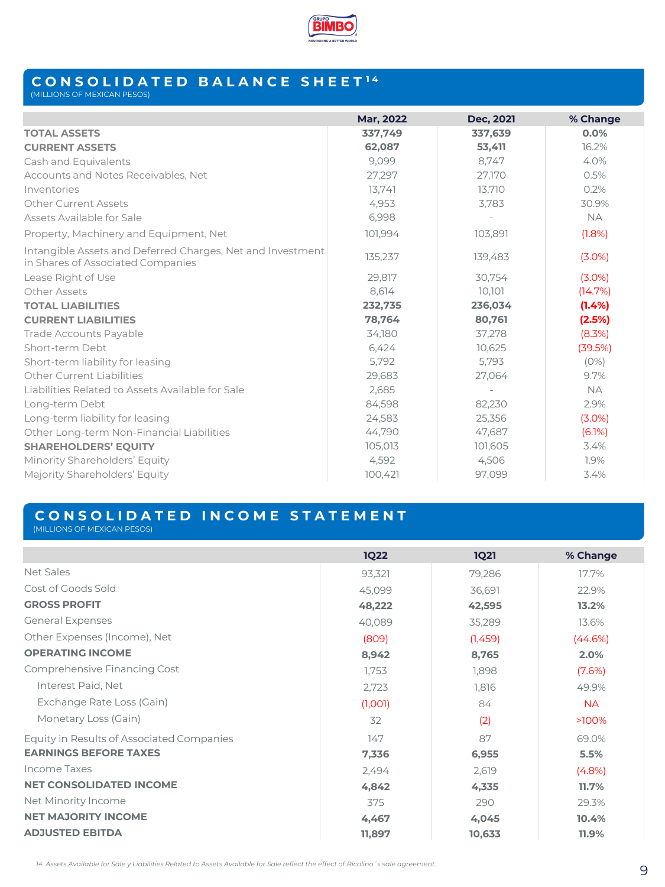## CONSOLIDATED BALANCE SHEET[14]

(MILLIONS OF MEXICAN PESOS)

| | Mar, 2022 | Dec, 2021 | % Change |
|---|---|---|---|
| **TOTAL ASSETS** | **337,749** | **337,639** | **0.0%** |
| **CURRENT ASSETS** | **62,087** | **53,411** | 16.2% |
| Cash and Equivalents | 9,099 | 8,747 | 4.0% |
| Accounts and Notes Receivables, Net | 27,297 | 27,170 | 0.5% |
| Inventories | 13,741 | 13,710 | 0.2% |
| Other Current Assets | 4,953 | 3,783 | 30.9% |
| Assets Available for Sale | 6,998 | - | NA |
| Property, Machinery and Equipment, Net | 101,994 | 103,891 | (1.8%) |
| Intangible Assets and Deferred Charges, Net and Investment in Shares of Associated Companies | 135,237 | 139,483 | (3.0%) |
| Lease Right of Use | 29,817 | 30,754 | (3.0%) |
| Other Assets | 8,614 | 10,101 | (14.7%) |
| **TOTAL LIABILITIES** | **232,735** | **236,034** | **(1.4%)** |
| **CURRENT LIABILITIES** | **78,764** | **80,761** | **(2.5%)** |
| Trade Accounts Payable | 34,180 | 37,278 | (8.3%) |
| Short-term Debt | 6,424 | 10,625 | (39.5%) |
| Short-term liability for leasing | 5,792 | 5,793 | (0%) |
| Other Current Liabilities | 29,683 | 27,064 | 9.7% |
| Liabilities Related to Assets Available for Sale | 2,685 | - | NA |
| Long-term Debt | 84,598 | 82,230 | 2.9% |
| Long-term liability for leasing | 24,583 | 25,356 | (3.0%) |
| Other Long-term Non-Financial Liabilities | 44,790 | 47,687 | (6.1%) |
| **SHAREHOLDERS' EQUITY** | 105,013 | 101,605 | 3.4% |
| Minority Shareholders' Equity | 4,592 | 4,506 | 1.9% |
| Majority Shareholders' Equity | 100,421 | 97,099 | 3.4% |

## CONSOLIDATED INCOME STATEMENT

(MILLIONS OF MEXICAN PESOS)

| | 1Q22 | 1Q21 | % Change |
|---|---|---|---|
| Net Sales | 93,321 | 79,286 | 17.7% |
| Cost of Goods Sold | 45,099 | 36,691 | 22.9% |
| **GROSS PROFIT** | **48,222** | **42,595** | **13.2%** |
| General Expenses | 40,089 | 35,289 | 13.6% |
| Other Expenses (Income), Net | (809) | (1,459) | (44.6%) |
| **OPERATING INCOME** | **8,942** | **8,765** | **2.0%** |
| Comprehensive Financing Cost | 1,753 | 1,898 | (7.6%) |
| Interest Paid, Net | 2,723 | 1,816 | 49.9% |
| Exchange Rate Loss (Gain) | (1,001) | 84 | NA |
| Monetary Loss (Gain) | 32 | (2) | >100% |
| Equity in Results of Associated Companies | 147 | 87 | 69.0% |
| **EARNINGS BEFORE TAXES** | **7,336** | **6,955** | **5.5%** |
| Income Taxes | 2,494 | 2,619 | (4.8%) |
| **NET CONSOLIDATED INCOME** | **4,842** | **4,335** | **11.7%** |
| Net Minority Income | 375 | 290 | 29.3% |
| **NET MAJORITY INCOME** | **4,467** | **4,045** | **10.4%** |
| **ADJUSTED EBITDA** | **11,897** | **10,633** | **11.9%** |

*14. Assets Available for Sale y Liabilities Related to Assets Available for Sale reflect the effect of Ricolino´s sale agreement.*